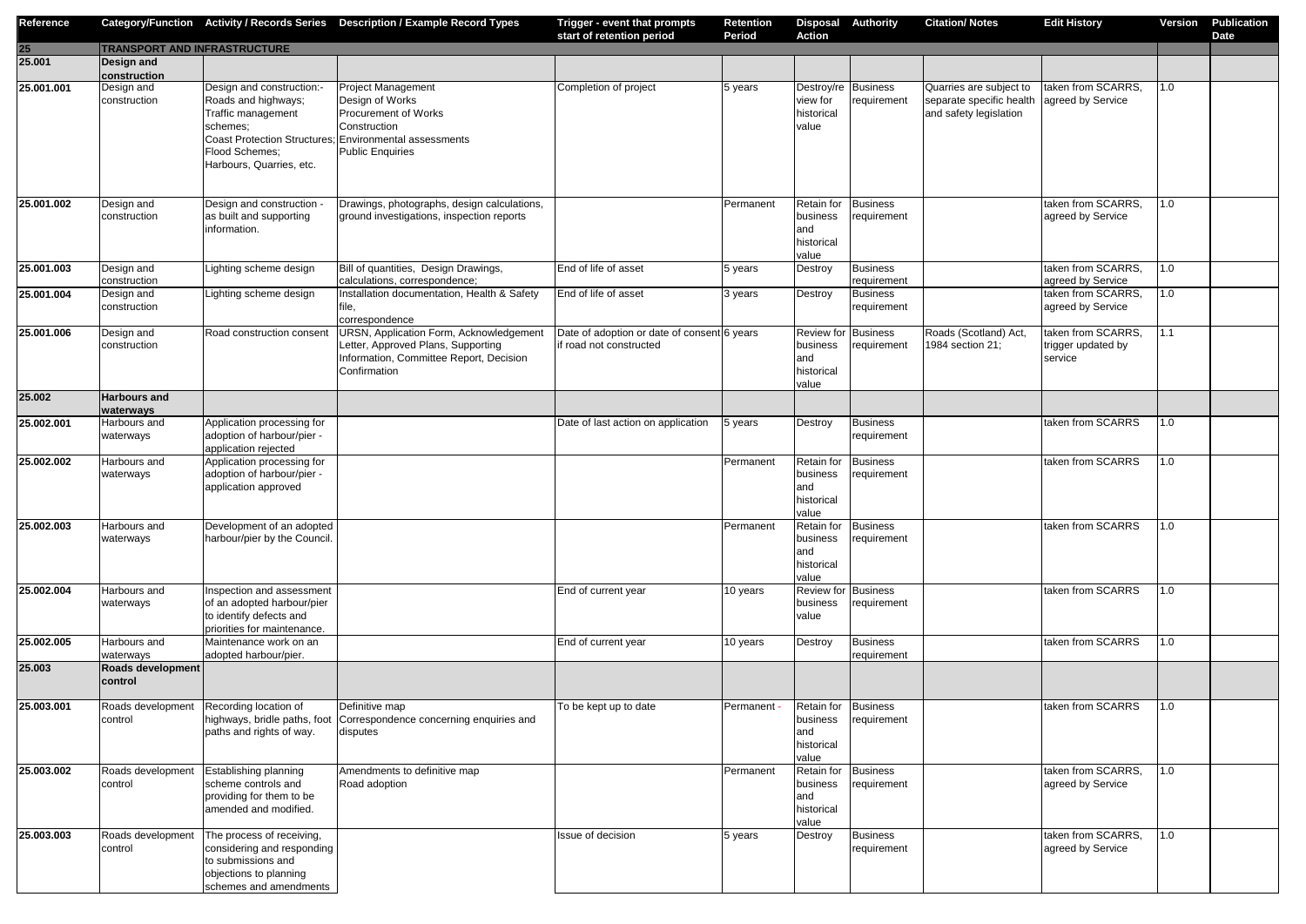| Reference | Category/Function | Activity / Records Series | Description / Example Record Types | Trigger - event that prompts start of retention period | Retention Period | Disposal Action | Authority | Citation/ Notes | Edit History | Version | Publication Date |
|---|---|---|---|---|---|---|---|---|---|---|---|
| **25** | **TRANSPORT AND INFRASTRUCTURE** | | | | | | | | | | |
| **25.001** | **Design and construction** | | | | | | | | | | |
| **25.001.001** | Design and construction | Design and construction:- Roads and highways; Traffic management schemes; Coast Protection Structures; Flood Schemes; Harbours, Quarries, etc. | Project Management Design of Works Procurement of Works Construction Environmental assessments Public Enquiries | Completion of project | 5 years | Destroy/review for historical value | Business requirement | Quarries are subject to separate specific health and safety legislation | taken from SCARRS, agreed by Service | 1.0 | |
| **25.001.002** | Design and construction | Design and construction - as built and supporting information. | Drawings, photographs, design calculations, ground investigations, inspection reports | | Permanent | Retain for business and historical value | Business requirement | | taken from SCARRS, agreed by Service | 1.0 | |
| **25.001.003** | Design and construction | Lighting scheme design | Bill of quantities, Design Drawings, calculations, correspondence; | End of life of asset | 5 years | Destroy | Business requirement | | taken from SCARRS, agreed by Service | 1.0 | |
| **25.001.004** | Design and construction | Lighting scheme design | Installation documentation, Health & Safety file, correspondence | End of life of asset | 3 years | Destroy | Business requirement | | taken from SCARRS, agreed by Service | 1.0 | |
| **25.001.006** | Design and construction | Road construction consent | URSN, Application Form, Acknowledgement Letter, Approved Plans, Supporting Information, Committee Report, Decision Confirmation | Date of adoption or date of consent if road not constructed | 6 years | Review for business and historical value | Business requirement | Roads (Scotland) Act, 1984 section 21; | taken from SCARRS, trigger updated by service | 1.1 | |
| **25.002** | **Harbours and waterways** | | | | | | | | | | |
| **25.002.001** | Harbours and waterways | Application processing for adoption of harbour/pier - application rejected | | Date of last action on application | 5 years | Destroy | Business requirement | | taken from SCARRS | 1.0 | |
| **25.002.002** | Harbours and waterways | Application processing for adoption of harbour/pier - application approved | | | Permanent | Retain for business and historical value | Business requirement | | taken from SCARRS | 1.0 | |
| **25.002.003** | Harbours and waterways | Development of an adopted harbour/pier by the Council. | | | Permanent | Retain for business and historical value | Business requirement | | taken from SCARRS | 1.0 | |
| **25.002.004** | Harbours and waterways | Inspection and assessment of an adopted harbour/pier to identify defects and priorities for maintenance. | | End of current year | 10 years | Review for business value | Business requirement | | taken from SCARRS | 1.0 | |
| **25.002.005** | Harbours and waterways | Maintenance work on an adopted harbour/pier. | | End of current year | 10 years | Destroy | Business requirement | | taken from SCARRS | 1.0 | |
| **25.003** | **Roads development control** | | | | | | | | | | |
| **25.003.001** | Roads development control | Recording location of highways, bridle paths, foot paths and rights of way. | Definitive map Correspondence concerning enquiries and disputes | To be kept up to date | Permanent - | Retain for business and historical value | Business requirement | | taken from SCARRS | 1.0 | |
| **25.003.002** | Roads development control | Establishing planning scheme controls and providing for them to be amended and modified. | Amendments to definitive map Road adoption | | Permanent | Retain for business and historical value | Business requirement | | taken from SCARRS, agreed by Service | 1.0 | |
| **25.003.003** | Roads development control | The process of receiving, considering and responding to submissions and objections to planning schemes and amendments | | Issue of decision | 5 years | Destroy | Business requirement | | taken from SCARRS, agreed by Service | 1.0 | |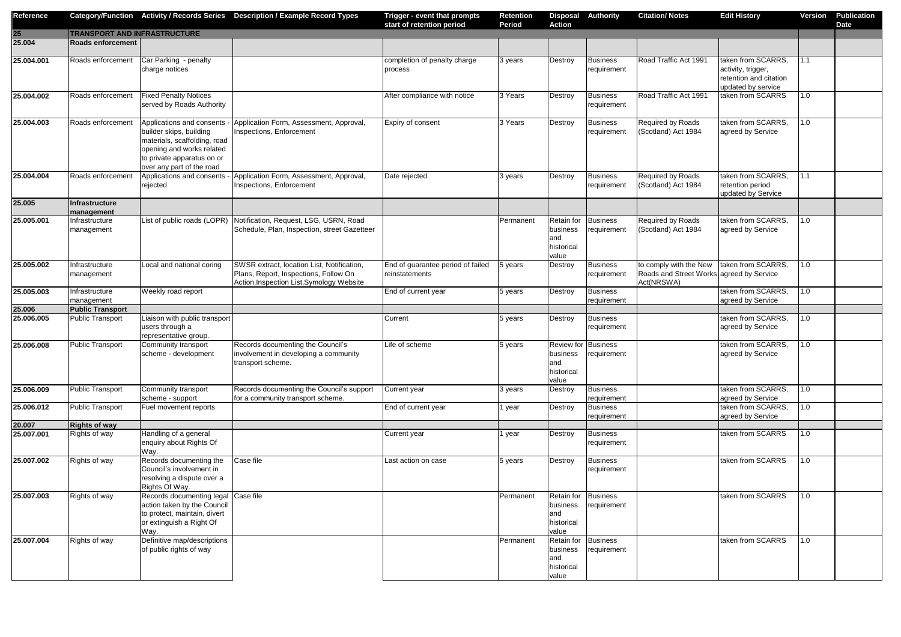| Reference | Category/Function | Activity / Records Series | Description / Example Record Types | Trigger - event that prompts start of retention period | Retention Period | Disposal Action | Authority | Citation/ Notes | Edit History | Version | Publication Date |
|---|---|---|---|---|---|---|---|---|---|---|---|
| **25** | **TRANSPORT AND INFRASTRUCTURE** | | | | | | | | | | |
| **25.004** | **Roads enforcement** | | | | | | | | | | |
| **25.004.001** | Roads enforcement | Car Parking - penalty charge notices | | completion of penalty charge process | 3 years | Destroy | Business requirement | Road Traffic Act 1991 | taken from SCARRS, activity, trigger, retention and citation updated by service | 1.1 | |
| **25.004.002** | Roads enforcement | Fixed Penalty Notices served by Roads Authority | | After compliance with notice | 3 Years | Destroy | Business requirement | Road Traffic Act 1991 | taken from SCARRS | 1.0 | |
| **25.004.003** | Roads enforcement | Applications and consents - builder skips, building materials, scaffolding, road opening and works related to private apparatus on or over any part of the road | Application Form, Assessment, Approval, Inspections, Enforcement | Expiry of consent | 3 Years | Destroy | Business requirement | Required by Roads (Scotland) Act 1984 | taken from SCARRS, agreed by Service | 1.0 | |
| **25.004.004** | Roads enforcement | Applications and consents - rejected | Application Form, Assessment, Approval, Inspections, Enforcement | Date rejected | 3 years | Destroy | Business requirement | Required by Roads (Scotland) Act 1984 | taken from SCARRS, retention period updated by Service | 1.1 | |
| **25.005** | **Infrastructure management** | | | | | | | | | | |
| **25.005.001** | Infrastructure management | List of public roads (LOPR) | Notification, Request, LSG, USRN, Road Schedule, Plan, Inspection, street Gazetteer | | Permanent | Retain for business and historical value | Business requirement | Required by Roads (Scotland) Act 1984 | taken from SCARRS, agreed by Service | 1.0 | |
| **25.005.002** | Infrastructure management | Local and national coring | SWSR extract, location List, Notification, Plans, Report, Inspections, Follow On Action,Inspection List,Symology Website | End of guarantee period of failed reinstatements | 5 years | Destroy | Business requirement | to comply with the New Roads and Street Works Act(NRSWA) | taken from SCARRS, agreed by Service | 1.0 | |
| **25.005.003** | Infrastructure management | Weekly road report | | End of current year | 5 years | Destroy | Business requirement | | taken from SCARRS, agreed by Service | 1.0 | |
| **25.006** | **Public Transport** | | | | | | | | | | |
| **25.006.005** | Public Transport | Liaison with public transport users through a representative group. | | Current | 5 years | Destroy | Business requirement | | taken from SCARRS, agreed by Service | 1.0 | |
| **25.006.008** | Public Transport | Community transport scheme - development | Records documenting the Council's involvement in developing a community transport scheme. | Life of scheme | 5 years | Review for business and historical value | Business requirement | | taken from SCARRS, agreed by Service | 1.0 | |
| **25.006.009** | Public Transport | Community transport scheme - support | Records documenting the Council's support for a community transport scheme. | Current year | 3 years | Destroy | Business requirement | | taken from SCARRS, agreed by Service | 1.0 | |
| **25.006.012** | Public Transport | Fuel movement reports | | End of current year | 1 year | Destroy | Business requirement | | taken from SCARRS, agreed by Service | 1.0 | |
| **20.007** | **Rights of way** | | | | | | | | | | |
| **25.007.001** | Rights of way | Handling of a general enquiry about Rights Of Way. | | Current year | 1 year | Destroy | Business requirement | | taken from SCARRS | 1.0 | |
| **25.007.002** | Rights of way | Records documenting the Council's involvement in resolving a dispute over a Rights Of Way. | Case file | Last action on case | 5 years | Destroy | Business requirement | | taken from SCARRS | 1.0 | |
| **25.007.003** | Rights of way | Records documenting legal action taken by the Council to protect, maintain, divert or extinguish a Right Of Way. | Case file | | Permanent | Retain for business and historical value | Business requirement | | taken from SCARRS | 1.0 | |
| **25.007.004** | Rights of way | Definitive map/descriptions of public rights of way | | | Permanent | Retain for business and historical value | Business requirement | | taken from SCARRS | 1.0 | |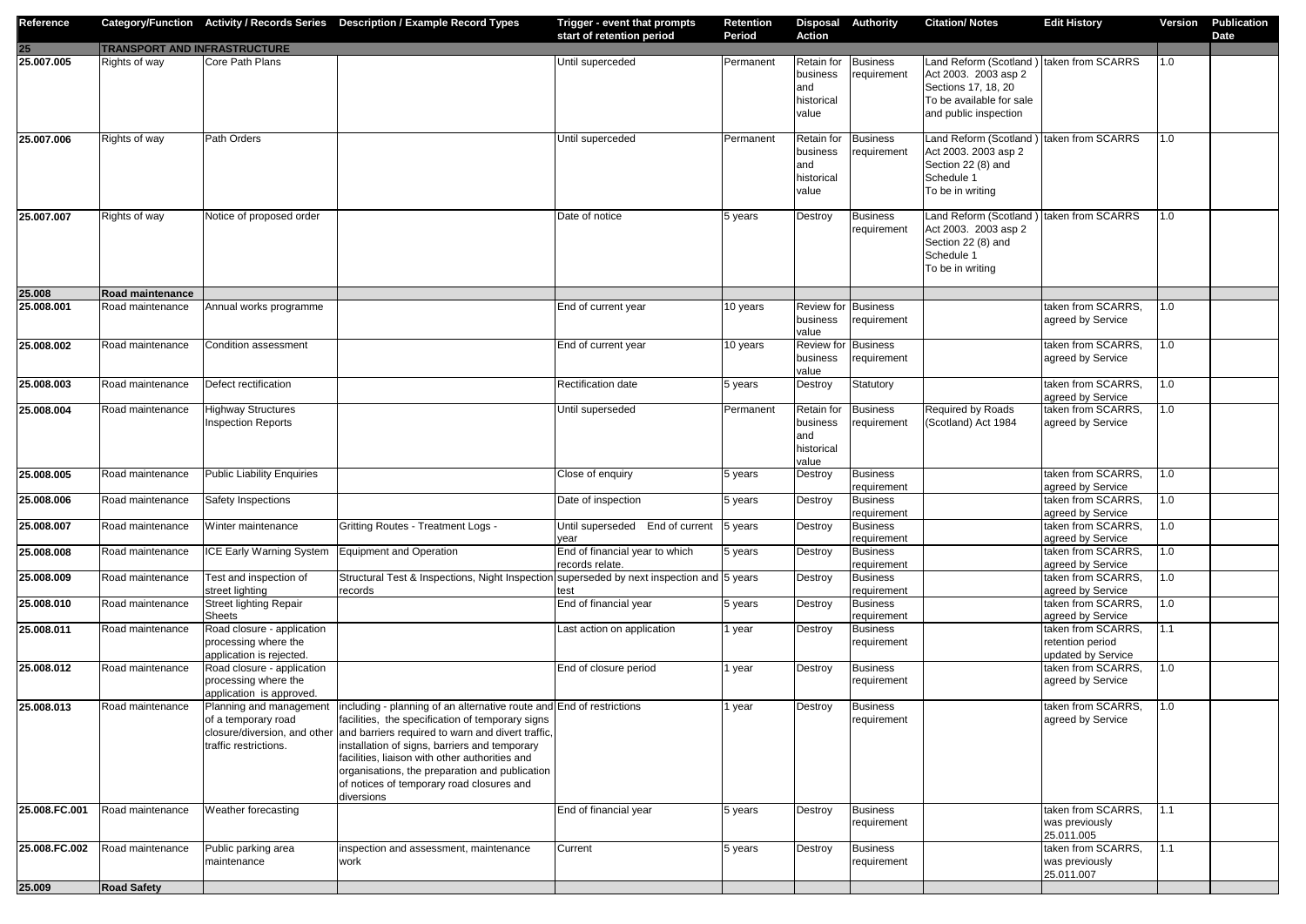| Reference | Category/Function | Activity / Records Series | Description / Example Record Types | Trigger - event that prompts start of retention period | Retention Period | Disposal Action | Authority | Citation/ Notes | Edit History | Version | Publication Date |
|---|---|---|---|---|---|---|---|---|---|---|---|
| 25 | TRANSPORT AND INFRASTRUCTURE | | | | | | | | | | |
| 25.007.005 | Rights of way | Core Path Plans | | Until superceded | Permanent | Retain for business and historical value | Business requirement | Land Reform (Scotland ) Act 2003. 2003 asp 2 Sections 17, 18, 20 To be available for sale and public inspection | taken from SCARRS | 1.0 | |
| 25.007.006 | Rights of way | Path Orders | | Until superceded | Permanent | Retain for business and historical value | Business requirement | Land Reform (Scotland ) Act 2003. 2003 asp 2 Section 22 (8) and Schedule 1 To be in writing | taken from SCARRS | 1.0 | |
| 25.007.007 | Rights of way | Notice of proposed order | | Date of notice | 5 years | Destroy | Business requirement | Land Reform (Scotland ) Act 2003. 2003 asp 2 Section 22 (8) and Schedule 1 To be in writing | taken from SCARRS | 1.0 | |
| 25.008 | Road maintenance | | | | | | | | | | |
| 25.008.001 | Road maintenance | Annual works programme | | End of current year | 10 years | Review for business value | Business requirement | | taken from SCARRS, agreed by Service | 1.0 | |
| 25.008.002 | Road maintenance | Condition assessment | | End of current year | 10 years | Review for business value | Business requirement | | taken from SCARRS, agreed by Service | 1.0 | |
| 25.008.003 | Road maintenance | Defect rectification | | Rectification date | 5 years | Destroy | Statutory | | taken from SCARRS, agreed by Service | 1.0 | |
| 25.008.004 | Road maintenance | Highway Structures Inspection Reports | | Until superseded | Permanent | Retain for business and historical value | Business requirement | Required by Roads (Scotland) Act 1984 | taken from SCARRS, agreed by Service | 1.0 | |
| 25.008.005 | Road maintenance | Public Liability Enquiries | | Close of enquiry | 5 years | Destroy | Business requirement | | taken from SCARRS, agreed by Service | 1.0 | |
| 25.008.006 | Road maintenance | Safety Inspections | | Date of inspection | 5 years | Destroy | Business requirement | | taken from SCARRS, agreed by Service | 1.0 | |
| 25.008.007 | Road maintenance | Winter maintenance | Gritting Routes - Treatment Logs - | Until superseded End of current year | 5 years | Destroy | Business requirement | | taken from SCARRS, agreed by Service | 1.0 | |
| 25.008.008 | Road maintenance | ICE Early Warning System | Equipment and Operation | End of financial year to which records relate. | 5 years | Destroy | Business requirement | | taken from SCARRS, agreed by Service | 1.0 | |
| 25.008.009 | Road maintenance | Test and inspection of street lighting | Structural Test & Inspections, Night Inspection records | superseded by next inspection and test | 5 years | Destroy | Business requirement | | taken from SCARRS, agreed by Service | 1.0 | |
| 25.008.010 | Road maintenance | Street lighting Repair Sheets | | End of financial year | 5 years | Destroy | Business requirement | | taken from SCARRS, agreed by Service | 1.0 | |
| 25.008.011 | Road maintenance | Road closure - application processing where the application is rejected. | | Last action on application | 1 year | Destroy | Business requirement | | taken from SCARRS, retention period updated by Service | 1.1 | |
| 25.008.012 | Road maintenance | Road closure - application processing where the application is approved. | | End of closure period | 1 year | Destroy | Business requirement | | taken from SCARRS, agreed by Service | 1.0 | |
| 25.008.013 | Road maintenance | Planning and management of a temporary road closure/diversion, and other traffic restrictions. | including - planning of an alternative route and facilities, the specification of temporary signs and barriers required to warn and divert traffic, installation of signs, barriers and temporary facilities, liaison with other authorities and organisations, the preparation and publication of notices of temporary road closures and diversions | End of restrictions | 1 year | Destroy | Business requirement | | taken from SCARRS, agreed by Service | 1.0 | |
| 25.008.FC.001 | Road maintenance | Weather forecasting | | End of financial year | 5 years | Destroy | Business requirement | | taken from SCARRS, was previously 25.011.005 | 1.1 | |
| 25.008.FC.002 | Road maintenance | Public parking area maintenance | inspection and assessment, maintenance work | Current | 5 years | Destroy | Business requirement | | taken from SCARRS, was previously 25.011.007 | 1.1 | |
| 25.009 | Road Safety | | | | | | | | | | |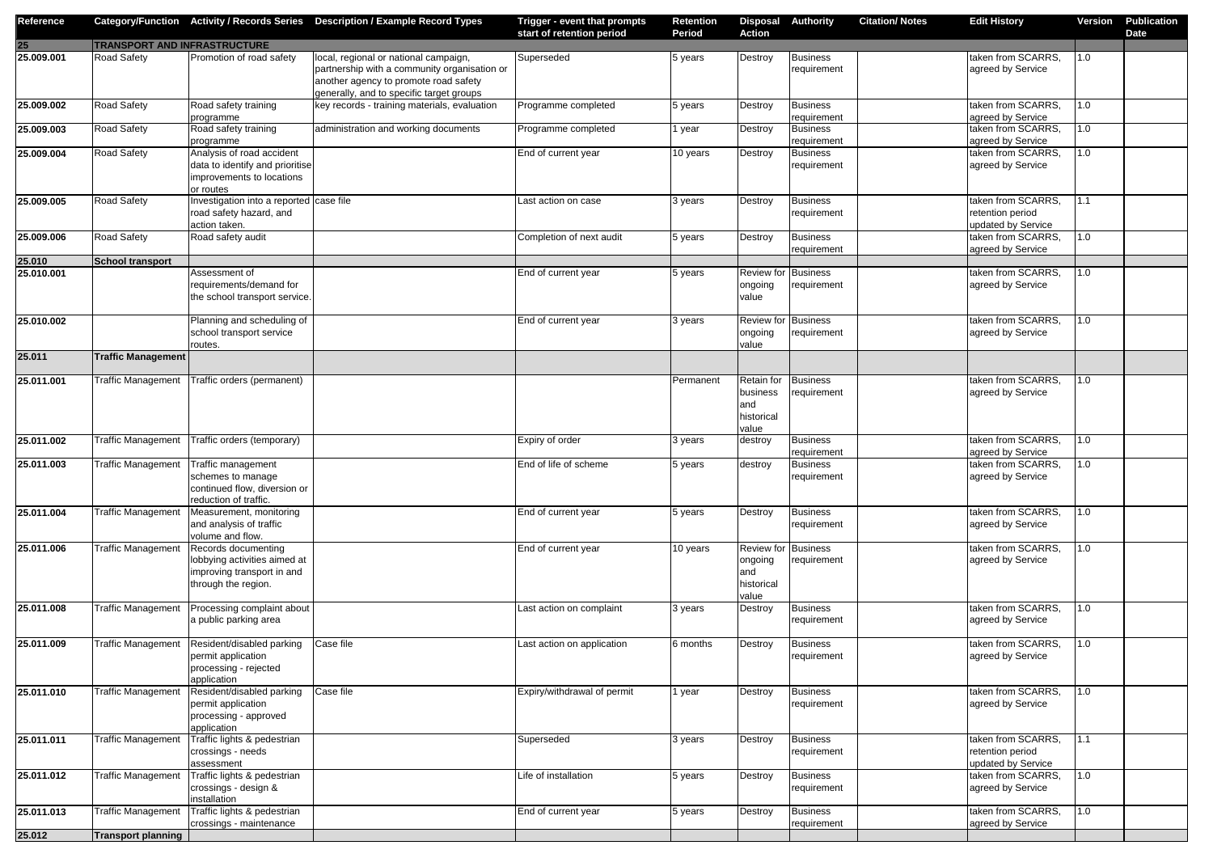| Reference | Category/Function | Activity / Records Series | Description / Example Record Types | Trigger - event that prompts start of retention period | Retention Period | Disposal Action | Authority | Citation/ Notes | Edit History | Version | Publication Date |
|---|---|---|---|---|---|---|---|---|---|---|---|
| 25 | TRANSPORT AND INFRASTRUCTURE | | | | | | | | | | |
| 25.009.001 | Road Safety | Promotion of road safety | local, regional or national campaign, partnership with a community organisation or another agency to promote road safety generally, and to specific target groups | Superseded | 5 years | Destroy | Business requirement | | taken from SCARRS, agreed by Service | 1.0 | |
| 25.009.002 | Road Safety | Road safety training programme | key records - training materials, evaluation | Programme completed | 5 years | Destroy | Business requirement | | taken from SCARRS, agreed by Service | 1.0 | |
| 25.009.003 | Road Safety | Road safety training programme | administration and working documents | Programme completed | 1 year | Destroy | Business requirement | | taken from SCARRS, agreed by Service | 1.0 | |
| 25.009.004 | Road Safety | Analysis of road accident data to identify and prioritise improvements to locations or routes | | End of current year | 10 years | Destroy | Business requirement | | taken from SCARRS, agreed by Service | 1.0 | |
| 25.009.005 | Road Safety | Investigation into a reported road safety hazard, and action taken. | case file | Last action on case | 3 years | Destroy | Business requirement | | taken from SCARRS, retention period updated by Service | 1.1 | |
| 25.009.006 | Road Safety | Road safety audit | | Completion of next audit | 5 years | Destroy | Business requirement | | taken from SCARRS, agreed by Service | 1.0 | |
| 25.010 | School transport | | | | | | | | | | |
| 25.010.001 | | Assessment of requirements/demand for the school transport service. | | End of current year | 5 years | Review for ongoing value | Business requirement | | taken from SCARRS, agreed by Service | 1.0 | |
| 25.010.002 | | Planning and scheduling of school transport service routes. | | End of current year | 3 years | Review for ongoing value | Business requirement | | taken from SCARRS, agreed by Service | 1.0 | |
| 25.011 | Traffic Management | | | | | | | | | | |
| 25.011.001 | Traffic Management | Traffic orders (permanent) | | | Permanent | Retain for business and historical value | Business requirement | | taken from SCARRS, agreed by Service | 1.0 | |
| 25.011.002 | Traffic Management | Traffic orders (temporary) | | Expiry of order | 3 years | destroy | Business requirement | | taken from SCARRS, agreed by Service | 1.0 | |
| 25.011.003 | Traffic Management | Traffic management schemes to manage continued flow, diversion or reduction of traffic. | | End of life of scheme | 5 years | destroy | Business requirement | | taken from SCARRS, agreed by Service | 1.0 | |
| 25.011.004 | Traffic Management | Measurement, monitoring and analysis of traffic volume and flow. | | End of current year | 5 years | Destroy | Business requirement | | taken from SCARRS, agreed by Service | 1.0 | |
| 25.011.006 | Traffic Management | Records documenting lobbying activities aimed at improving transport in and through the region. | | End of current year | 10 years | Review for ongoing and historical value | Business requirement | | taken from SCARRS, agreed by Service | 1.0 | |
| 25.011.008 | Traffic Management | Processing complaint about a public parking area | | Last action on complaint | 3 years | Destroy | Business requirement | | taken from SCARRS, agreed by Service | 1.0 | |
| 25.011.009 | Traffic Management | Resident/disabled parking permit application processing - rejected application | Case file | Last action on application | 6 months | Destroy | Business requirement | | taken from SCARRS, agreed by Service | 1.0 | |
| 25.011.010 | Traffic Management | Resident/disabled parking permit application processing - approved application | Case file | Expiry/withdrawal of permit | 1 year | Destroy | Business requirement | | taken from SCARRS, agreed by Service | 1.0 | |
| 25.011.011 | Traffic Management | Traffic lights & pedestrian crossings - needs assessment | | Superseded | 3 years | Destroy | Business requirement | | taken from SCARRS, retention period updated by Service | 1.1 | |
| 25.011.012 | Traffic Management | Traffic lights & pedestrian crossings - design & installation | | Life of installation | 5 years | Destroy | Business requirement | | taken from SCARRS, agreed by Service | 1.0 | |
| 25.011.013 | Traffic Management | Traffic lights & pedestrian crossings - maintenance | | End of current year | 5 years | Destroy | Business requirement | | taken from SCARRS, agreed by Service | 1.0 | |
| 25.012 | Transport planning | | | | | | | | | | |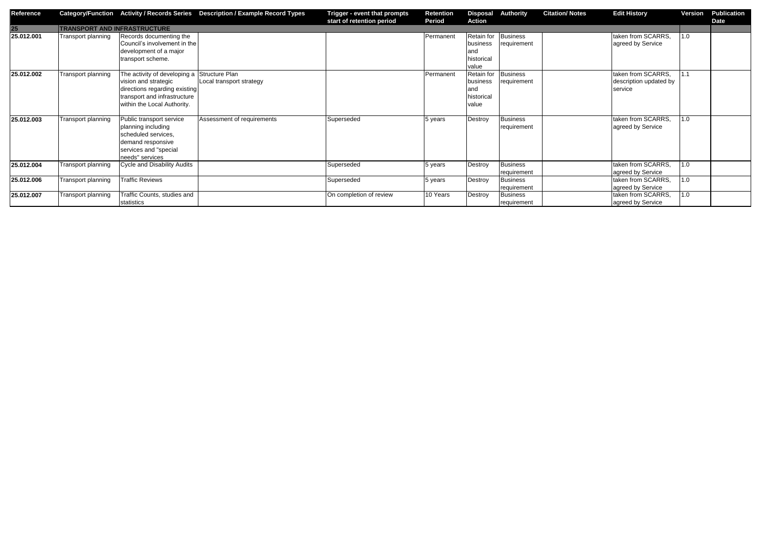| Reference | Category/Function | Activity / Records Series | Description / Example Record Types | Trigger - event that prompts start of retention period | Retention Period | Disposal Action | Authority | Citation/ Notes | Edit History | Version | Publication Date |
|---|---|---|---|---|---|---|---|---|---|---|---|
| **25** | **TRANSPORT AND INFRASTRUCTURE** | | | | | | | | | | |
| **25.012.001** | Transport planning | Records documenting the Council's involvement in the development of a major transport scheme. | | | Permanent | Retain for business and historical value | Business requirement | | taken from SCARRS, agreed by Service | 1.0 | |
| **25.012.002** | Transport planning | The activity of developing a vision and strategic directions regarding existing transport and infrastructure within the Local Authority. | Structure Plan Local transport strategy | | Permanent | Retain for business and historical value | Business requirement | | taken from SCARRS, description updated by service | 1.1 | |
| **25.012.003** | Transport planning | Public transport service planning including scheduled services, demand responsive services and "special needs" services | Assessment of requirements | Superseded | 5 years | Destroy | Business requirement | | taken from SCARRS, agreed by Service | 1.0 | |
| **25.012.004** | Transport planning | Cycle and Disability Audits | | Superseded | 5 years | Destroy | Business requirement | | taken from SCARRS, agreed by Service | 1.0 | |
| **25.012.006** | Transport planning | Traffic Reviews | | Superseded | 5 years | Destroy | Business requirement | | taken from SCARRS, agreed by Service | 1.0 | |
| **25.012.007** | Transport planning | Traffic Counts, studies and statistics | | On completion of review | 10 Years | Destroy | Business requirement | | taken from SCARRS, agreed by Service | 1.0 | |